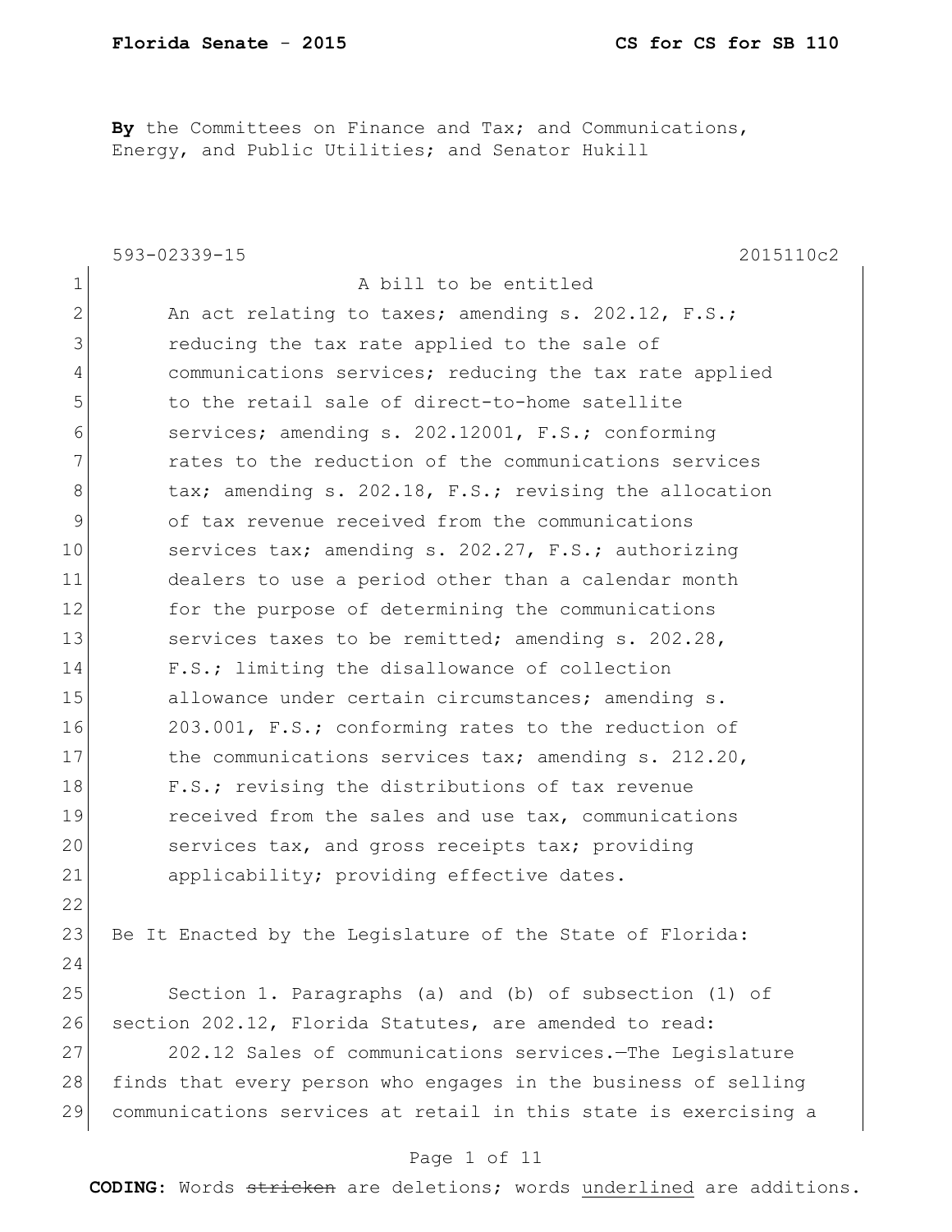**By** the Committees on Finance and Tax; and Communications, Energy, and Public Utilities; and Senator Hukill

593-02339-15 2015110c2

A bill to be entitled

An act relating to taxes; amending s. 202.12, F.S.; reducing the tax rate applied to the sale of communications services; reducing the tax rate applied to the retail sale of direct-to-home satellite services; amending s. 202.12001, F.S.; conforming rates to the reduction of the communications services tax; amending s. 202.18, F.S.; revising the allocation of tax revenue received from the communications services tax; amending s. 202.27, F.S.; authorizing dealers to use a period other than a calendar month for the purpose of determining the communications services taxes to be remitted; amending s. 202.28, F.S.; limiting the disallowance of collection allowance under certain circumstances; amending s. 203.001, F.S.; conforming rates to the reduction of the communications services tax; amending s. 212.20, F.S.; revising the distributions of tax revenue received from the sales and use tax, communications services tax, and gross receipts tax; providing applicability; providing effective dates.

Be It Enacted by the Legislature of the State of Florida:

Section 1. Paragraphs (a) and (b) of subsection (1) of section 202.12, Florida Statutes, are amended to read:

202.12 Sales of communications services.—The Legislature finds that every person who engages in the business of selling communications services at retail in this state is exercising a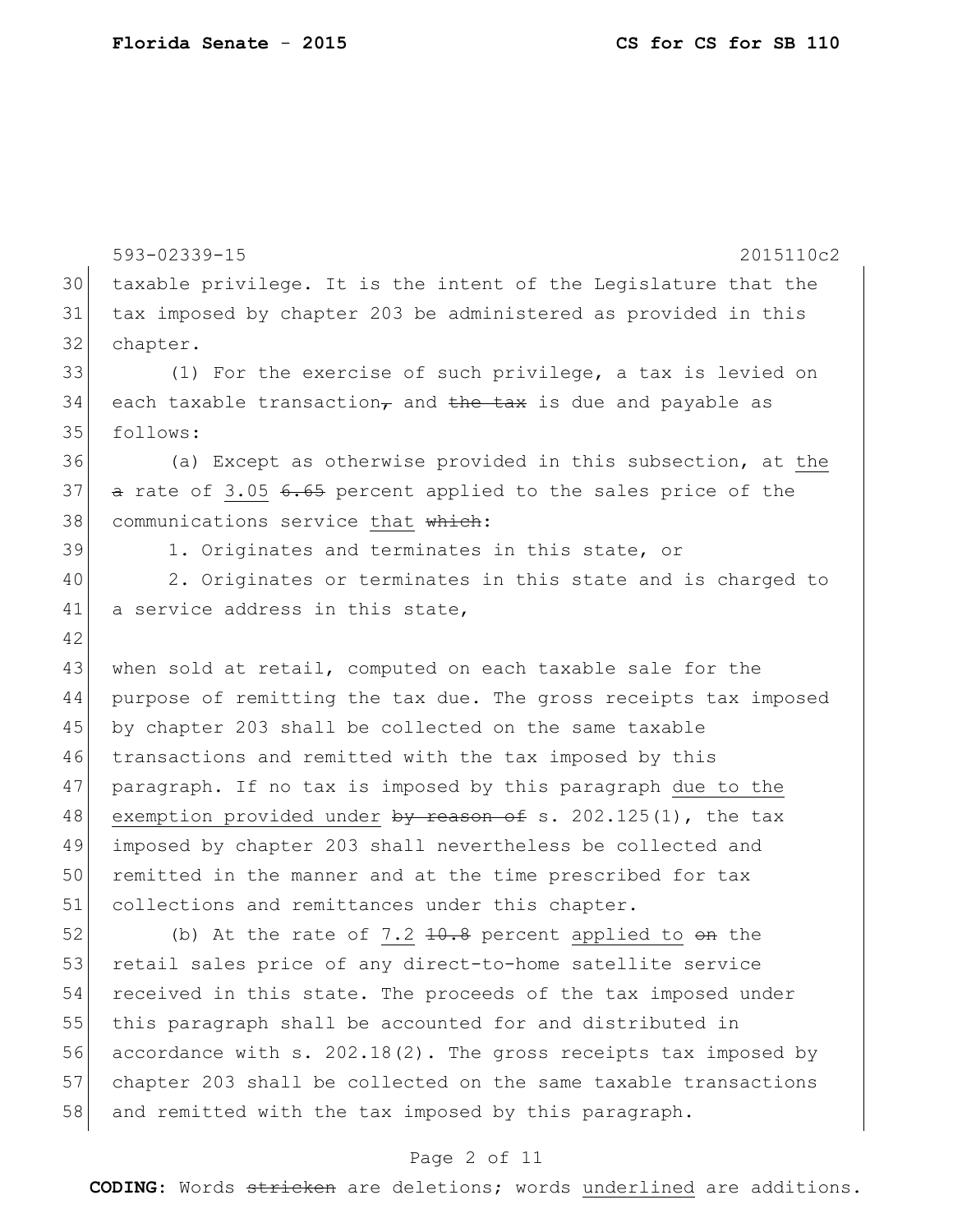taxable privilege. It is the intent of the Legislature that the tax imposed by chapter 203 be administered as provided in this chapter.

(1) For the exercise of such privilege, a tax is levied on each taxable transaction~~,~~ and ~~the tax~~ is due and payable as follows:

(a) Except as otherwise provided in this subsection, at <u>the</u> ~~a~~ rate of <u>3.05</u> ~~6.65~~ percent applied to the sales price of the communications service <u>that</u> ~~which~~:

1. Originates and terminates in this state, or

2. Originates or terminates in this state and is charged to a service address in this state,

when sold at retail, computed on each taxable sale for the purpose of remitting the tax due. The gross receipts tax imposed by chapter 203 shall be collected on the same taxable transactions and remitted with the tax imposed by this paragraph. If no tax is imposed by this paragraph <u>due to the exemption provided under</u> ~~by reason of~~ s. 202.125(1), the tax imposed by chapter 203 shall nevertheless be collected and remitted in the manner and at the time prescribed for tax collections and remittances under this chapter.

(b) At the rate of <u>7.2</u> ~~10.8~~ percent <u>applied to</u> ~~on~~ the retail sales price of any direct-to-home satellite service received in this state. The proceeds of the tax imposed under this paragraph shall be accounted for and distributed in accordance with s. 202.18(2). The gross receipts tax imposed by chapter 203 shall be collected on the same taxable transactions and remitted with the tax imposed by this paragraph.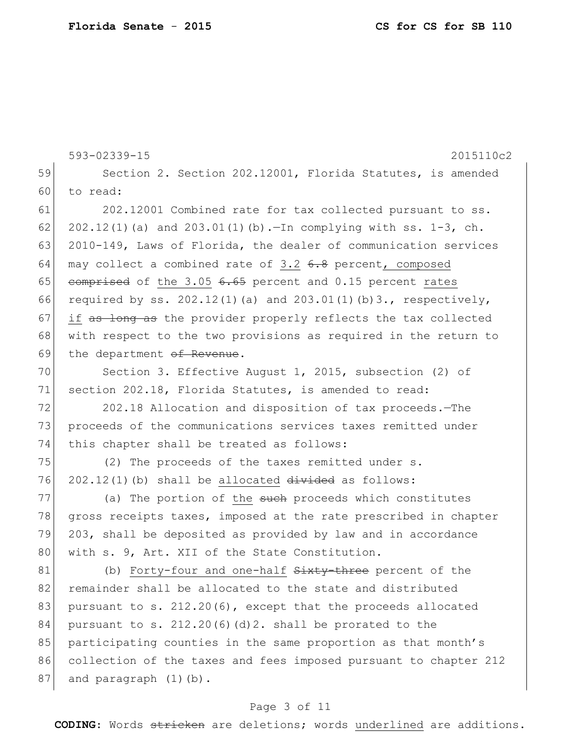593-02339-15 2015110c2

59 Section 2. Section 202.12001, Florida Statutes, is amended
60 to read:

61 202.12001 Combined rate for tax collected pursuant to ss.
62 202.12(1)(a) and 203.01(1)(b).—In complying with ss. 1-3, ch.
63 2010-149, Laws of Florida, the dealer of communication services
64 may collect a combined rate of <u>3.2</u> ~~6.8~~ percent<u>, composed</u>
65 ~~comprised~~ of <u>the 3.05</u> ~~6.65~~ percent and 0.15 percent <u>rates</u>
66 required by ss. 202.12(1)(a) and 203.01(1)(b)3., respectively,
67 <u>if</u> ~~as long as~~ the provider properly reflects the tax collected
68 with respect to the two provisions as required in the return to
69 the department ~~of Revenue~~.

70 Section 3. Effective August 1, 2015, subsection (2) of
71 section 202.18, Florida Statutes, is amended to read:

72 202.18 Allocation and disposition of tax proceeds.—The
73 proceeds of the communications services taxes remitted under
74 this chapter shall be treated as follows:

75 (2) The proceeds of the taxes remitted under s.
76 202.12(1)(b) shall be <u>allocated</u> ~~divided~~ as follows:

77 (a) The portion of <u>the</u> ~~such~~ proceeds which constitutes
78 gross receipts taxes, imposed at the rate prescribed in chapter
79 203, shall be deposited as provided by law and in accordance
80 with s. 9, Art. XII of the State Constitution.

81 (b) <u>Forty-four and one-half</u> ~~Sixty-three~~ percent of the
82 remainder shall be allocated to the state and distributed
83 pursuant to s. 212.20(6), except that the proceeds allocated
84 pursuant to s. 212.20(6)(d)2. shall be prorated to the
85 participating counties in the same proportion as that month's
86 collection of the taxes and fees imposed pursuant to chapter 212
87 and paragraph (1)(b).

**CODING:** Words ~~stricken~~ are deletions; words <u>underlined</u> are additions.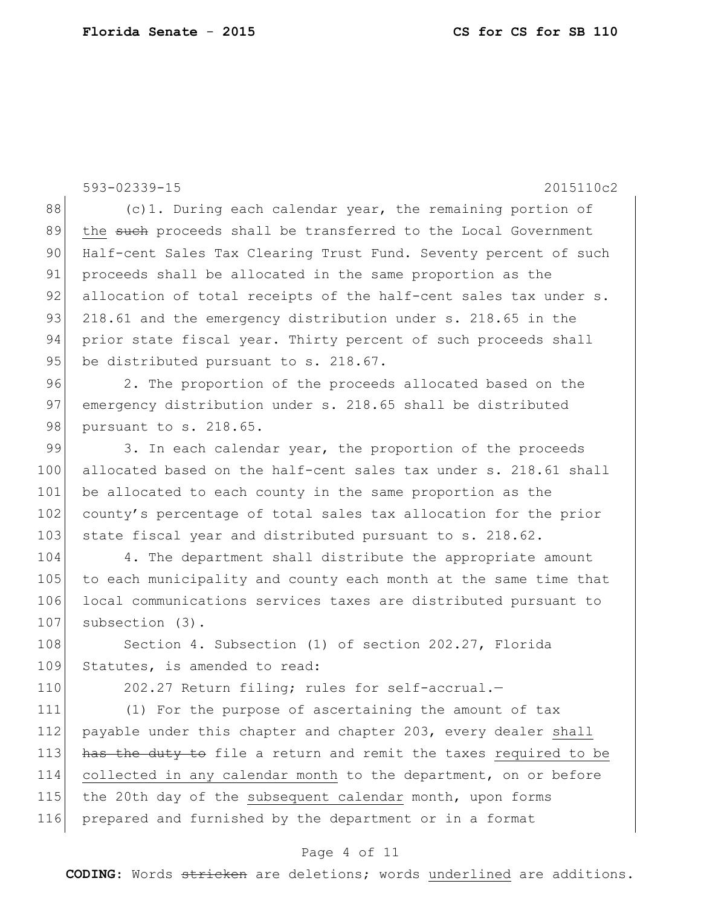(c)1. During each calendar year, the remaining portion of <u>the</u> ~~such~~ proceeds shall be transferred to the Local Government Half-cent Sales Tax Clearing Trust Fund. Seventy percent of such proceeds shall be allocated in the same proportion as the allocation of total receipts of the half-cent sales tax under s. 218.61 and the emergency distribution under s. 218.65 in the prior state fiscal year. Thirty percent of such proceeds shall be distributed pursuant to s. 218.67.

2. The proportion of the proceeds allocated based on the emergency distribution under s. 218.65 shall be distributed pursuant to s. 218.65.

3. In each calendar year, the proportion of the proceeds allocated based on the half-cent sales tax under s. 218.61 shall be allocated to each county in the same proportion as the county's percentage of total sales tax allocation for the prior state fiscal year and distributed pursuant to s. 218.62.

4. The department shall distribute the appropriate amount to each municipality and county each month at the same time that local communications services taxes are distributed pursuant to subsection (3).

Section 4. Subsection (1) of section 202.27, Florida Statutes, is amended to read:

202.27 Return filing; rules for self-accrual.—

(1) For the purpose of ascertaining the amount of tax payable under this chapter and chapter 203, every dealer <u>shall</u> ~~has the duty to~~ file a return and remit the taxes <u>required to be collected in any calendar month</u> to the department, on or before the 20th day of the <u>subsequent calendar</u> month, upon forms prepared and furnished by the department or in a format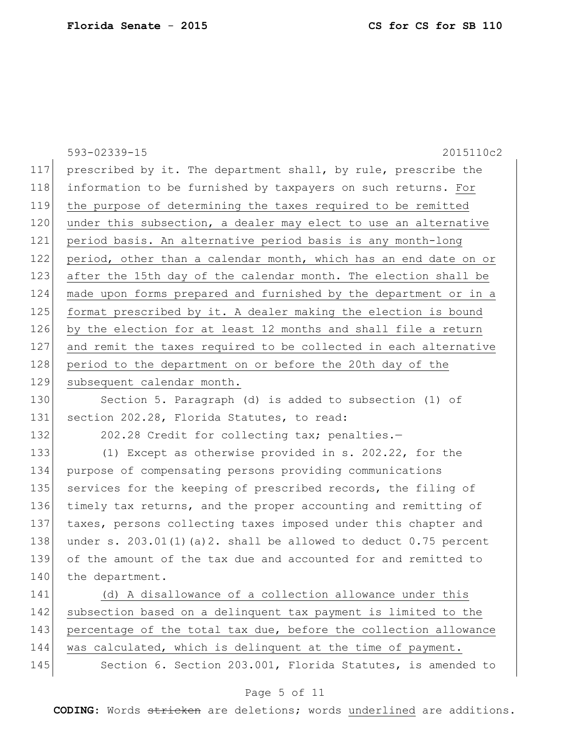prescribed by it. The department shall, by rule, prescribe the information to be furnished by taxpayers on such returns. <u>For the purpose of determining the taxes required to be remitted under this subsection, a dealer may elect to use an alternative period basis. An alternative period basis is any month-long period, other than a calendar month, which has an end date on or after the 15th day of the calendar month. The election shall be made upon forms prepared and furnished by the department or in a format prescribed by it. A dealer making the election is bound by the election for at least 12 months and shall file a return and remit the taxes required to be collected in each alternative period to the department on or before the 20th day of the subsequent calendar month.</u>

Section 5. Paragraph (d) is added to subsection (1) of section 202.28, Florida Statutes, to read:

202.28 Credit for collecting tax; penalties.—

(1) Except as otherwise provided in s. 202.22, for the purpose of compensating persons providing communications services for the keeping of prescribed records, the filing of timely tax returns, and the proper accounting and remitting of taxes, persons collecting taxes imposed under this chapter and under s. 203.01(1)(a)2. shall be allowed to deduct 0.75 percent of the amount of the tax due and accounted for and remitted to the department.

<u>(d) A disallowance of a collection allowance under this subsection based on a delinquent tax payment is limited to the percentage of the total tax due, before the collection allowance was calculated, which is delinquent at the time of payment.</u>

Section 6. Section 203.001, Florida Statutes, is amended to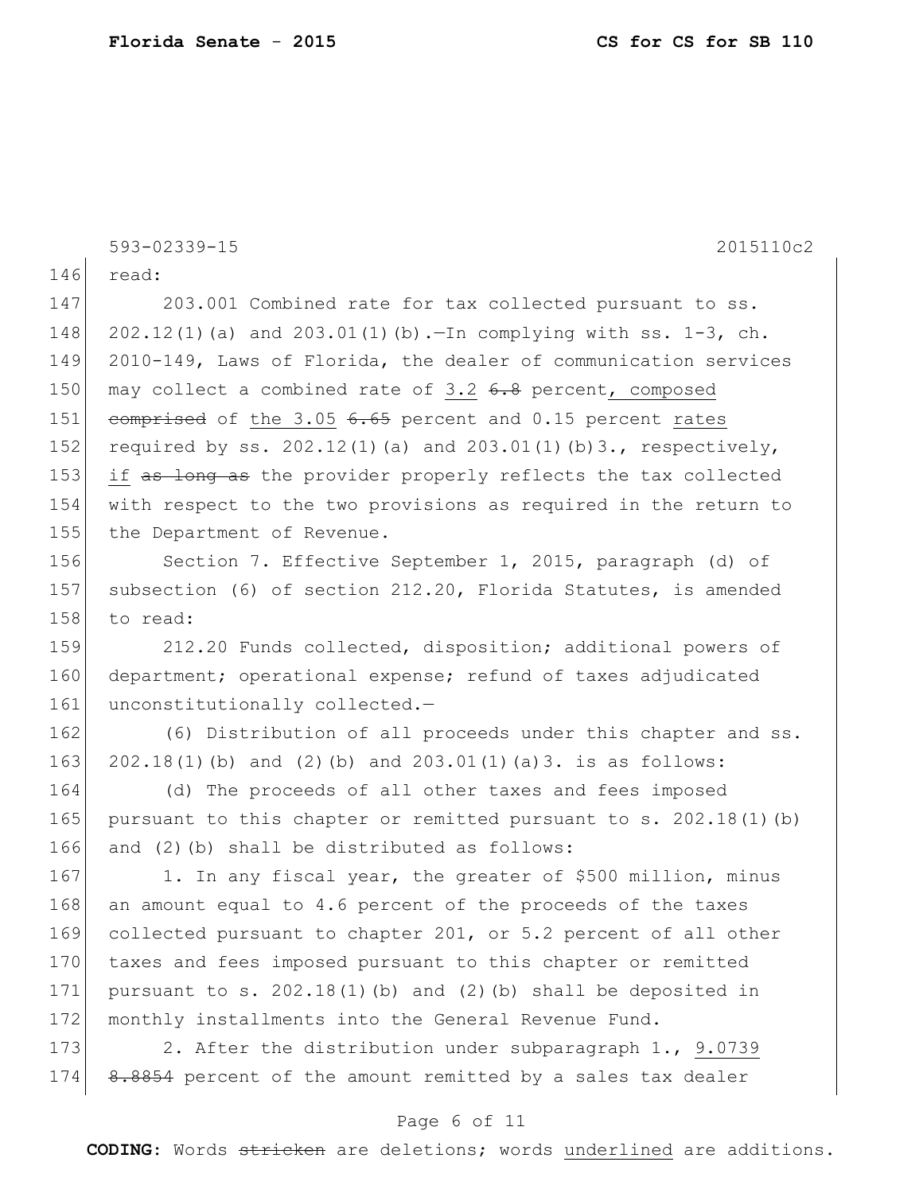593-02339-15 2015110c2

146 read:

147 203.001 Combined rate for tax collected pursuant to ss.
148 202.12(1)(a) and 203.01(1)(b).—In complying with ss. 1-3, ch.
149 2010-149, Laws of Florida, the dealer of communication services
150 may collect a combined rate of <u>3.2</u> ~~6.8~~ percent<u>, composed</u>
151 ~~comprised~~ of <u>the 3.05</u> ~~6.65~~ percent and 0.15 percent <u>rates</u>
152 required by ss. 202.12(1)(a) and 203.01(1)(b)3., respectively,
153 <u>if</u> ~~as long as~~ the provider properly reflects the tax collected
154 with respect to the two provisions as required in the return to
155 the Department of Revenue.

156 Section 7. Effective September 1, 2015, paragraph (d) of
157 subsection (6) of section 212.20, Florida Statutes, is amended
158 to read:

159 212.20 Funds collected, disposition; additional powers of
160 department; operational expense; refund of taxes adjudicated
161 unconstitutionally collected.—

162 (6) Distribution of all proceeds under this chapter and ss.
163 202.18(1)(b) and (2)(b) and 203.01(1)(a)3. is as follows:

164 (d) The proceeds of all other taxes and fees imposed
165 pursuant to this chapter or remitted pursuant to s. 202.18(1)(b)
166 and (2)(b) shall be distributed as follows:

167 1. In any fiscal year, the greater of $500 million, minus
168 an amount equal to 4.6 percent of the proceeds of the taxes
169 collected pursuant to chapter 201, or 5.2 percent of all other
170 taxes and fees imposed pursuant to this chapter or remitted
171 pursuant to s. 202.18(1)(b) and (2)(b) shall be deposited in
172 monthly installments into the General Revenue Fund.

173 2. After the distribution under subparagraph 1., <u>9.0739</u>
174 ~~8.8854~~ percent of the amount remitted by a sales tax dealer

**CODING:** Words ~~stricken~~ are deletions; words <u>underlined</u> are additions.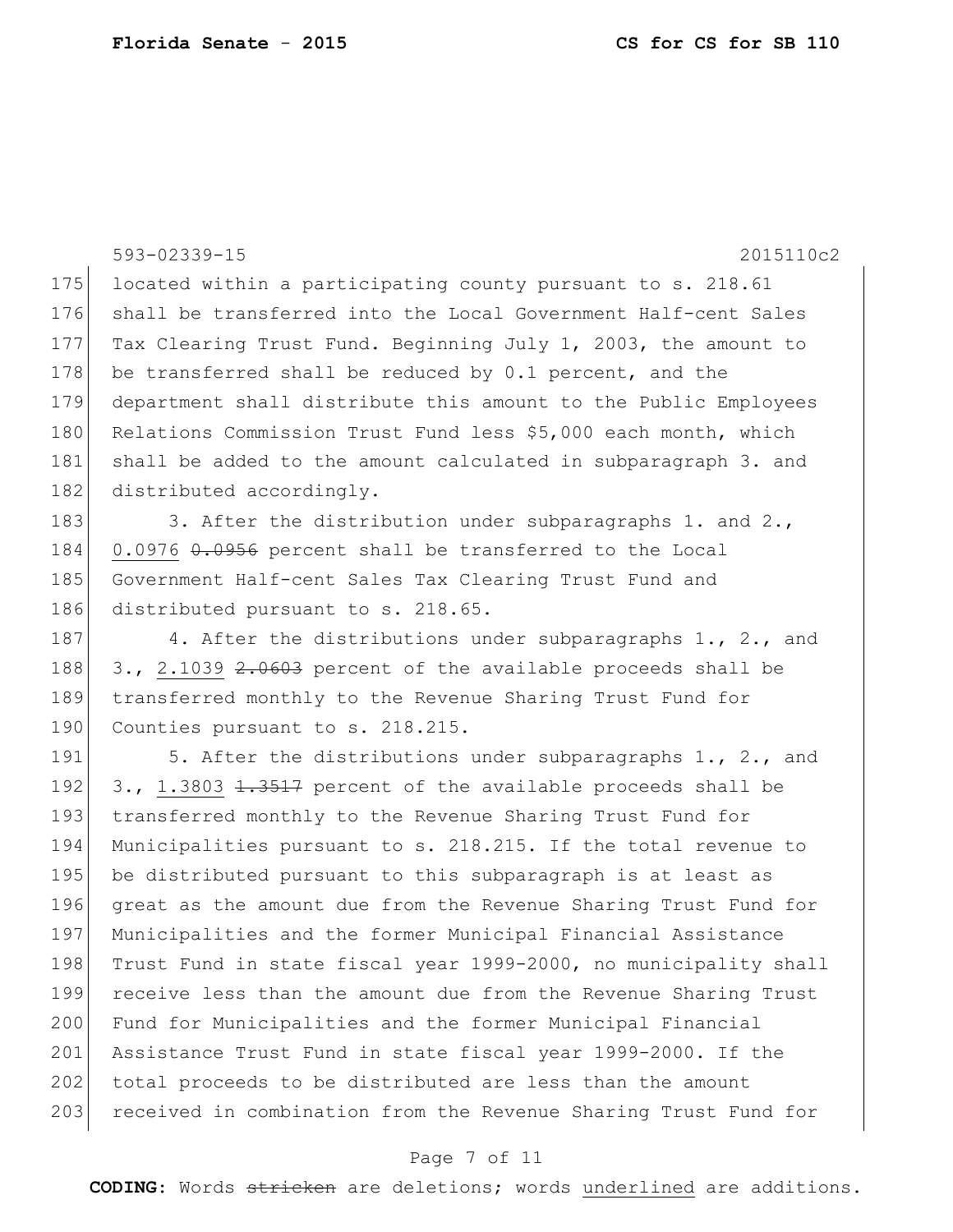located within a participating county pursuant to s. 218.61 shall be transferred into the Local Government Half-cent Sales Tax Clearing Trust Fund. Beginning July 1, 2003, the amount to be transferred shall be reduced by 0.1 percent, and the department shall distribute this amount to the Public Employees Relations Commission Trust Fund less $5,000 each month, which shall be added to the amount calculated in subparagraph 3. and distributed accordingly.

3. After the distribution under subparagraphs 1. and 2., <u>0.0976</u> ~~0.0956~~ percent shall be transferred to the Local Government Half-cent Sales Tax Clearing Trust Fund and distributed pursuant to s. 218.65.

4. After the distributions under subparagraphs 1., 2., and 3., <u>2.1039</u> ~~2.0603~~ percent of the available proceeds shall be transferred monthly to the Revenue Sharing Trust Fund for Counties pursuant to s. 218.215.

5. After the distributions under subparagraphs 1., 2., and 3., <u>1.3803</u> ~~1.3517~~ percent of the available proceeds shall be transferred monthly to the Revenue Sharing Trust Fund for Municipalities pursuant to s. 218.215. If the total revenue to be distributed pursuant to this subparagraph is at least as great as the amount due from the Revenue Sharing Trust Fund for Municipalities and the former Municipal Financial Assistance Trust Fund in state fiscal year 1999-2000, no municipality shall receive less than the amount due from the Revenue Sharing Trust Fund for Municipalities and the former Municipal Financial Assistance Trust Fund in state fiscal year 1999-2000. If the total proceeds to be distributed are less than the amount received in combination from the Revenue Sharing Trust Fund for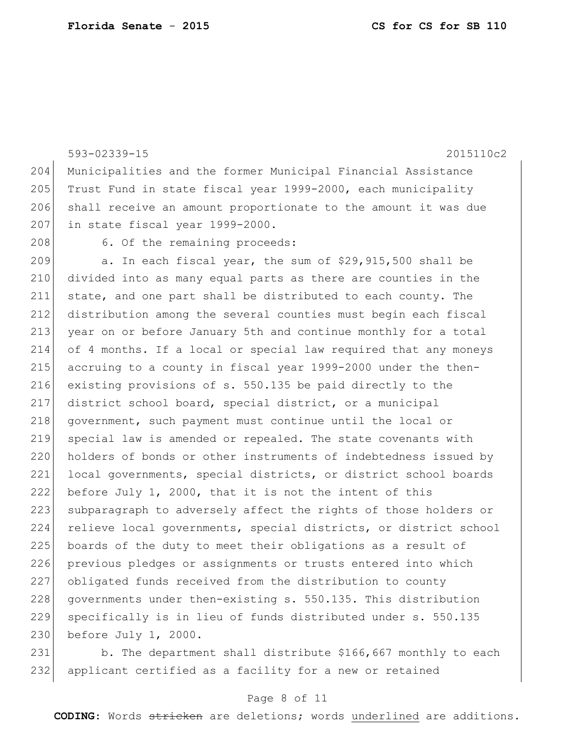593-02339-15 2015110c2

Municipalities and the former Municipal Financial Assistance Trust Fund in state fiscal year 1999-2000, each municipality shall receive an amount proportionate to the amount it was due in state fiscal year 1999-2000.

6. Of the remaining proceeds:

a. In each fiscal year, the sum of $29,915,500 shall be divided into as many equal parts as there are counties in the state, and one part shall be distributed to each county. The distribution among the several counties must begin each fiscal year on or before January 5th and continue monthly for a total of 4 months. If a local or special law required that any moneys accruing to a county in fiscal year 1999-2000 under the then-existing provisions of s. 550.135 be paid directly to the district school board, special district, or a municipal government, such payment must continue until the local or special law is amended or repealed. The state covenants with holders of bonds or other instruments of indebtedness issued by local governments, special districts, or district school boards before July 1, 2000, that it is not the intent of this subparagraph to adversely affect the rights of those holders or relieve local governments, special districts, or district school boards of the duty to meet their obligations as a result of previous pledges or assignments or trusts entered into which obligated funds received from the distribution to county governments under then-existing s. 550.135. This distribution specifically is in lieu of funds distributed under s. 550.135 before July 1, 2000.

b. The department shall distribute $166,667 monthly to each applicant certified as a facility for a new or retained

**CODING:** Words ~~stricken~~ are deletions; words <u>underlined</u> are additions.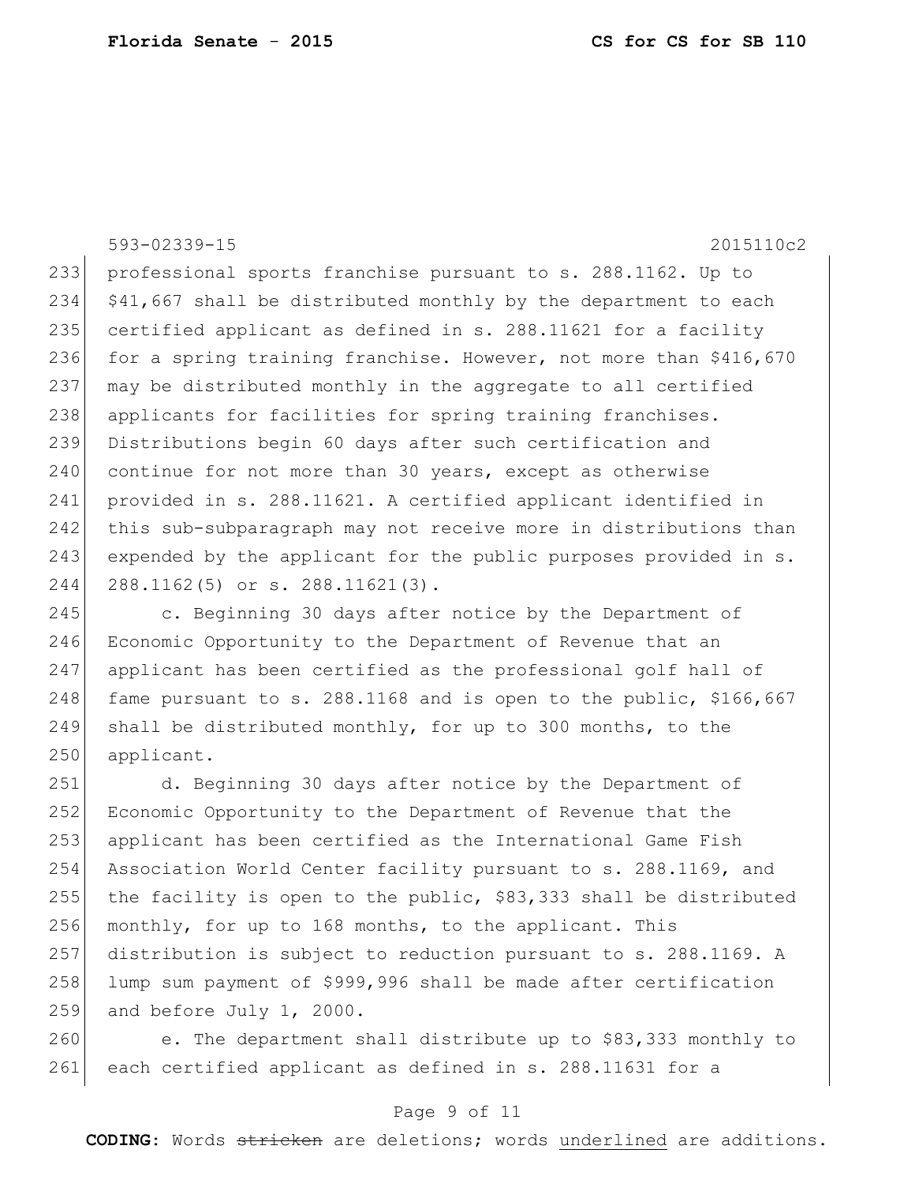professional sports franchise pursuant to s. 288.1162. Up to $41,667 shall be distributed monthly by the department to each certified applicant as defined in s. 288.11621 for a facility for a spring training franchise. However, not more than $416,670 may be distributed monthly in the aggregate to all certified applicants for facilities for spring training franchises. Distributions begin 60 days after such certification and continue for not more than 30 years, except as otherwise provided in s. 288.11621. A certified applicant identified in this sub-subparagraph may not receive more in distributions than expended by the applicant for the public purposes provided in s. 288.1162(5) or s. 288.11621(3).

c. Beginning 30 days after notice by the Department of Economic Opportunity to the Department of Revenue that an applicant has been certified as the professional golf hall of fame pursuant to s. 288.1168 and is open to the public, $166,667 shall be distributed monthly, for up to 300 months, to the applicant.

d. Beginning 30 days after notice by the Department of Economic Opportunity to the Department of Revenue that the applicant has been certified as the International Game Fish Association World Center facility pursuant to s. 288.1169, and the facility is open to the public, $83,333 shall be distributed monthly, for up to 168 months, to the applicant. This distribution is subject to reduction pursuant to s. 288.1169. A lump sum payment of $999,996 shall be made after certification and before July 1, 2000.

e. The department shall distribute up to $83,333 monthly to each certified applicant as defined in s. 288.11631 for a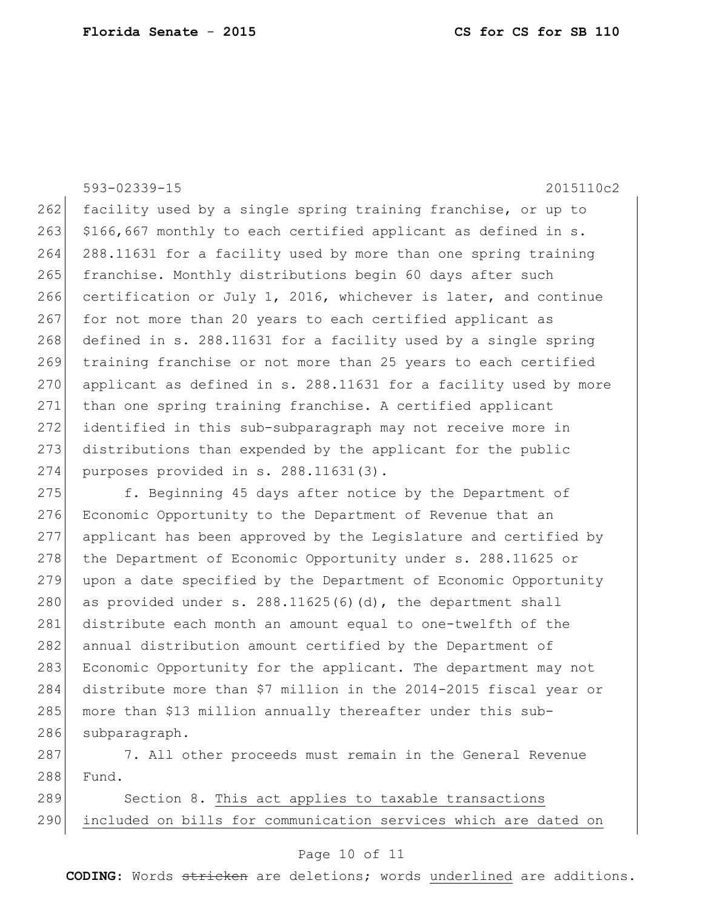593-02339-15 2015110c2

facility used by a single spring training franchise, or up to $166,667 monthly to each certified applicant as defined in s. 288.11631 for a facility used by more than one spring training franchise. Monthly distributions begin 60 days after such certification or July 1, 2016, whichever is later, and continue for not more than 20 years to each certified applicant as defined in s. 288.11631 for a facility used by a single spring training franchise or not more than 25 years to each certified applicant as defined in s. 288.11631 for a facility used by more than one spring training franchise. A certified applicant identified in this sub-subparagraph may not receive more in distributions than expended by the applicant for the public purposes provided in s. 288.11631(3).

f. Beginning 45 days after notice by the Department of Economic Opportunity to the Department of Revenue that an applicant has been approved by the Legislature and certified by the Department of Economic Opportunity under s. 288.11625 or upon a date specified by the Department of Economic Opportunity as provided under s. 288.11625(6)(d), the department shall distribute each month an amount equal to one-twelfth of the annual distribution amount certified by the Department of Economic Opportunity for the applicant. The department may not distribute more than $7 million in the 2014-2015 fiscal year or more than $13 million annually thereafter under this sub-subparagraph.

7. All other proceeds must remain in the General Revenue Fund.

Section 8. This act applies to taxable transactions included on bills for communication services which are dated on

**CODING:** Words ~~stricken~~ are deletions; words underlined are additions.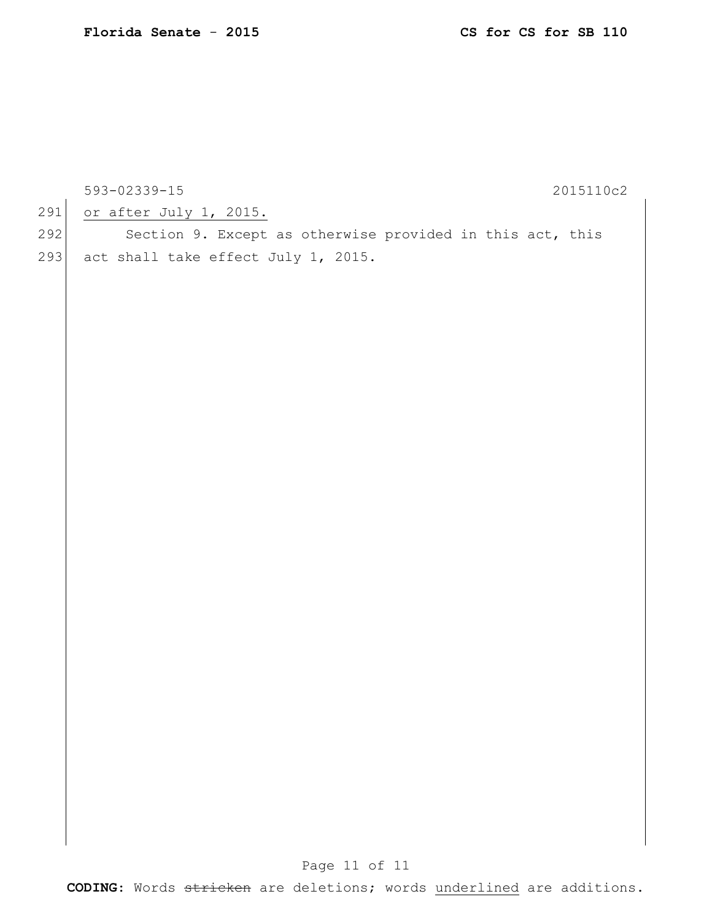593-02339-15 2015110c2

291 <u>or after July 1, 2015.</u>

292 Section 9. Except as otherwise provided in this act, this

293 act shall take effect July 1, 2015.

**CODING:** Words ~~stricken~~ are deletions; words <u>underlined</u> are additions.